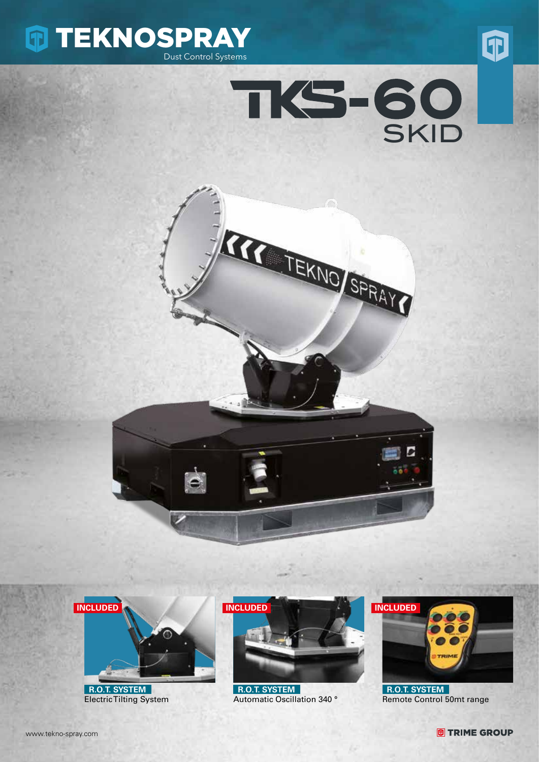# TEKNOSPRAY

Dust Control Systems

# TKS-60 SKID

**INCLUDED**

**R.O.T. SYSTEM**
Electric Tilting System

**INCLUDED**

**R.O.T. SYSTEM**
Automatic Oscillation 340 °

**INCLUDED**

**R.O.T. SYSTEM**
Remote Control 50mt range

www.tekno-spray.com

TRIME GROUP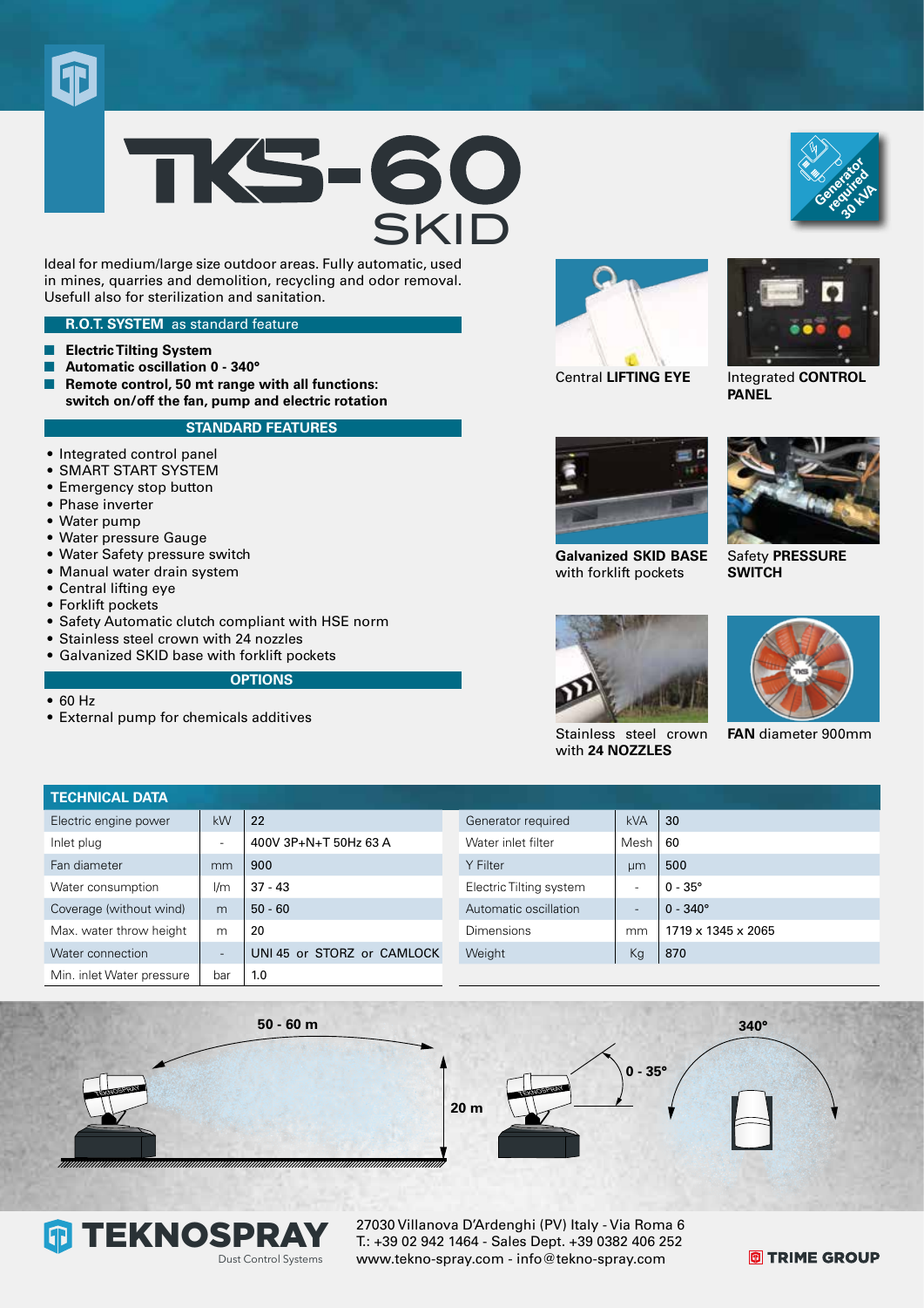# TKS-60 SKID

Generator required 30 kVA

Ideal for medium/large size outdoor areas. Fully automatic, used in mines, quarries and demolition, recycling and odor removal. Usefull also for sterilization and sanitation.

## R.O.T. SYSTEM as standard feature

- **Electric Tilting System**
- **Automatic oscillation 0 - 340°**
- **Remote control, 50 mt range with all functions: switch on/off the fan, pump and electric rotation**

## STANDARD FEATURES

- Integrated control panel
- SMART START SYSTEM
- Emergency stop button
- Phase inverter
- Water pump
- Water pressure Gauge
- Water Safety pressure switch
- Manual water drain system
- Central lifting eye
- Forklift pockets
- Safety Automatic clutch compliant with HSE norm
- Stainless steel crown with 24 nozzles
- Galvanized SKID base with forklift pockets

## OPTIONS

- 60 Hz
- External pump for chemicals additives

Central **LIFTING EYE**

Integrated **CONTROL PANEL**

**Galvanized SKID BASE** with forklift pockets

Safety **PRESSURE SWITCH**

Stainless steel crown with **24 NOZZLES**

**FAN** diameter 900mm

## TECHNICAL DATA

| | | | | | |
|---|---|---|---|---|---|
| Electric engine power | kW | 22 | Generator required | kVA | 30 |
| Inlet plug | - | 400V 3P+N+T 50Hz 63 A | Water inlet filter | Mesh | 60 |
| Fan diameter | mm | 900 | Y Filter | μm | 500 |
| Water consumption | l/m | 37 - 43 | Electric Tilting system | - | 0 - 35° |
| Coverage (without wind) | m | 50 - 60 | Automatic oscillation | - | 0 - 340° |
| Max. water throw height | m | 20 | Dimensions | mm | 1719 x 1345 x 2065 |
| Water connection | - | UNI 45 or STORZ or CAMLOCK | Weight | Kg | 870 |
| Min. inlet Water pressure | bar | 1.0 | | | |

50 - 60 m

20 m

0 - 35°

340°

TEKNOSPRAY
Dust Control Systems

27030 Villanova D'Ardenghi (PV) Italy - Via Roma 6
T.: +39 02 942 1464 - Sales Dept. +39 0382 406 252
www.tekno-spray.com - info@tekno-spray.com

TRIME GROUP